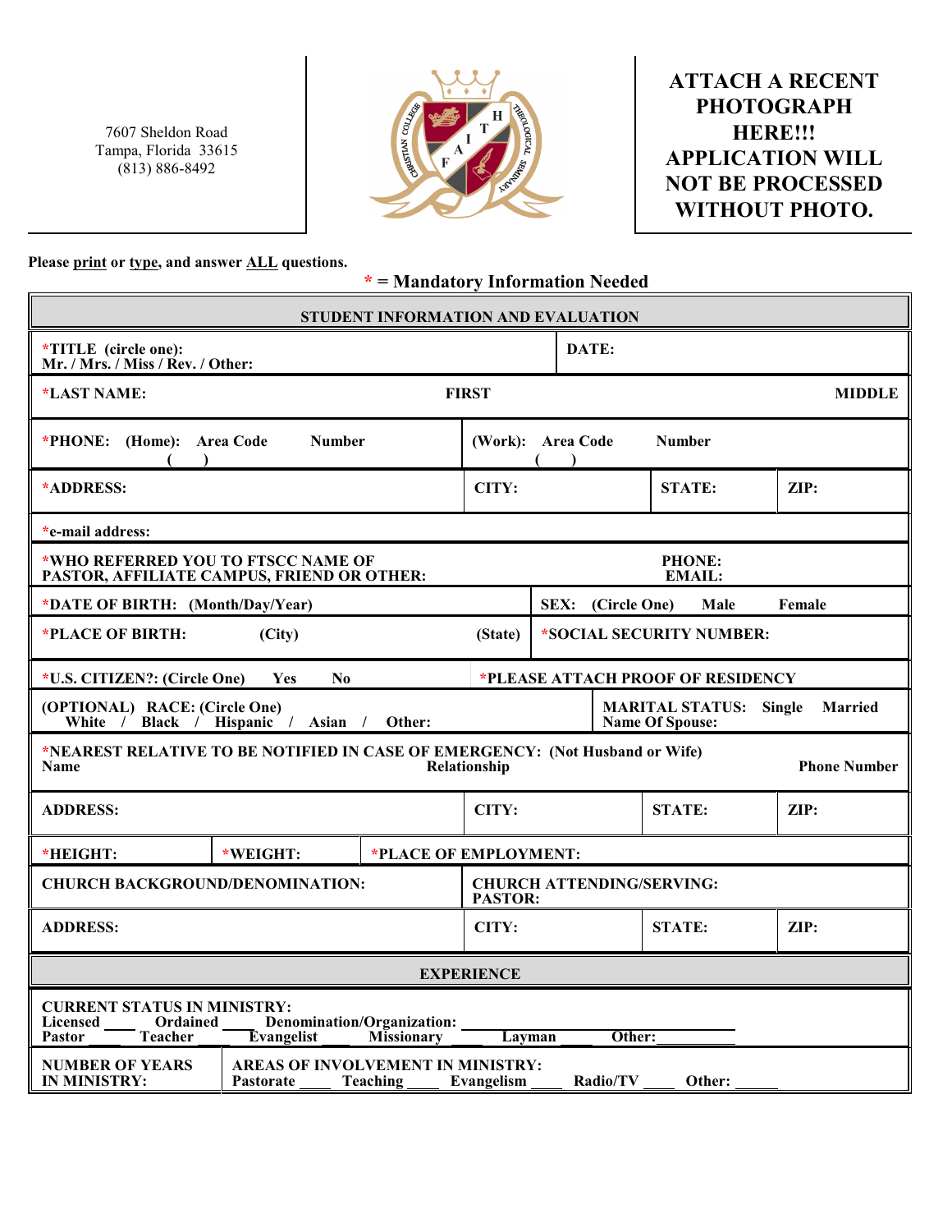7607 Sheldon Road
Tampa, Florida 33615
(813) 886-8492

**ATTACH A RECENT PHOTOGRAPH HERE!!! APPLICATION WILL NOT BE PROCESSED WITHOUT PHOTO.**

**Please print or type, and answer ALL questions.**

**\* = Mandatory Information Needed**

## STUDENT INFORMATION AND EVALUATION

| | | | |
|---|---|---|---|
| ***TITLE (circle one):** Mr. / Mrs. / Miss / Rev. / Other: | | **DATE:** | |
| ***LAST NAME:** | **FIRST** | | **MIDDLE** |
| ***PHONE: (Home): Area Code ( ) Number** | | **(Work): Area Code ( ) Number** | |
| ***ADDRESS:** | **CITY:** | **STATE:** | **ZIP:** |
| ***e-mail address:** | | | |
| ***WHO REFERRED YOU TO FTSCC NAME OF PASTOR, AFFILIATE CAMPUS, FRIEND OR OTHER:** | | **PHONE: EMAIL:** | |
| ***DATE OF BIRTH: (Month/Day/Year)** | | **SEX: (Circle One) Male Female** | |
| ***PLACE OF BIRTH: (City)** | **(State)** | ***SOCIAL SECURITY NUMBER:** | |
| ***U.S. CITIZEN?: (Circle One) Yes No** | | ***PLEASE ATTACH PROOF OF RESIDENCY** | |
| **(OPTIONAL) RACE: (Circle One)** White / Black / Hispanic / Asian / Other: | | **MARITAL STATUS: Single Married** Name Of Spouse: | |
| ***NEAREST RELATIVE TO BE NOTIFIED IN CASE OF EMERGENCY: (Not Husband or Wife)** Name | **Relationship** | | **Phone Number** |
| **ADDRESS:** | **CITY:** | **STATE:** | **ZIP:** |
| ***HEIGHT:** | ***WEIGHT:** | ***PLACE OF EMPLOYMENT:** | |
| **CHURCH BACKGROUND/DENOMINATION:** | | **CHURCH ATTENDING/SERVING: PASTOR:** | |
| **ADDRESS:** | **CITY:** | **STATE:** | **ZIP:** |

## EXPERIENCE

**CURRENT STATUS IN MINISTRY:**
**Licensed \_\_\_\_ Ordained \_\_\_\_ Denomination/Organization: \_\_\_\_\_\_\_\_**
**Pastor \_\_\_\_ Teacher \_\_\_\_ Evangelist \_\_\_\_ Missionary \_\_\_\_ Layman \_\_\_\_ Other: \_\_\_\_\_\_\_\_**

| | |
|---|---|
| **NUMBER OF YEARS IN MINISTRY:** | **AREAS OF INVOLVEMENT IN MINISTRY:** Pastorate \_\_\_\_ Teaching \_\_\_\_ Evangelism \_\_\_\_ Radio/TV \_\_\_\_ Other: \_\_\_\_ |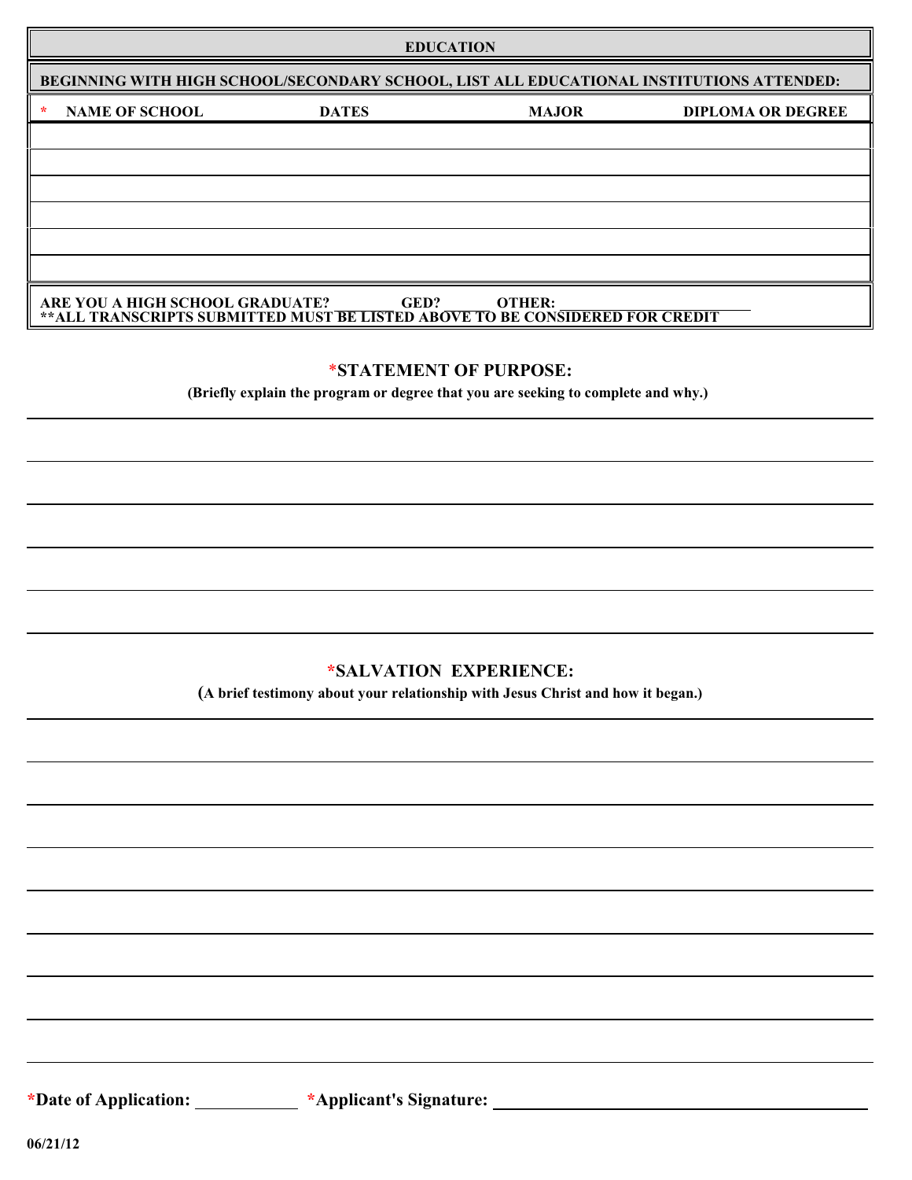## EDUCATION

**BEGINNING WITH HIGH SCHOOL/SECONDARY SCHOOL, LIST ALL EDUCATIONAL INSTITUTIONS ATTENDED:**

| * NAME OF SCHOOL | DATES | MAJOR | DIPLOMA OR DEGREE |
|---|---|---|---|
| | | | |
| | | | |
| | | | |
| | | | |
| | | | |
| | | | |

**ARE YOU A HIGH SCHOOL GRADUATE? \_\_\_\_\_\_\_\_ GED? \_\_\_\_\_\_\_\_ OTHER: \_\_\_\_\_\_\_\_\_\_\_\_\_\_\_\_\_\_\_\_\_\_\_\_**

****ALL TRANSCRIPTS SUBMITTED MUST BE LISTED ABOVE TO BE CONSIDERED FOR CREDIT**

## *STATEMENT OF PURPOSE:

**(Briefly explain the program or degree that you are seeking to complete and why.)**

\_\_\_\_\_\_\_\_\_\_\_\_\_\_\_\_\_\_\_\_\_\_\_\_\_\_\_\_\_\_\_\_\_\_\_\_\_\_\_\_\_\_\_\_\_\_\_\_\_\_\_\_\_\_\_\_\_\_\_\_\_\_\_\_\_\_\_\_\_\_\_\_\_\_\_\_

\_\_\_\_\_\_\_\_\_\_\_\_\_\_\_\_\_\_\_\_\_\_\_\_\_\_\_\_\_\_\_\_\_\_\_\_\_\_\_\_\_\_\_\_\_\_\_\_\_\_\_\_\_\_\_\_\_\_\_\_\_\_\_\_\_\_\_\_\_\_\_\_\_\_\_\_

\_\_\_\_\_\_\_\_\_\_\_\_\_\_\_\_\_\_\_\_\_\_\_\_\_\_\_\_\_\_\_\_\_\_\_\_\_\_\_\_\_\_\_\_\_\_\_\_\_\_\_\_\_\_\_\_\_\_\_\_\_\_\_\_\_\_\_\_\_\_\_\_\_\_\_\_

\_\_\_\_\_\_\_\_\_\_\_\_\_\_\_\_\_\_\_\_\_\_\_\_\_\_\_\_\_\_\_\_\_\_\_\_\_\_\_\_\_\_\_\_\_\_\_\_\_\_\_\_\_\_\_\_\_\_\_\_\_\_\_\_\_\_\_\_\_\_\_\_\_\_\_\_

\_\_\_\_\_\_\_\_\_\_\_\_\_\_\_\_\_\_\_\_\_\_\_\_\_\_\_\_\_\_\_\_\_\_\_\_\_\_\_\_\_\_\_\_\_\_\_\_\_\_\_\_\_\_\_\_\_\_\_\_\_\_\_\_\_\_\_\_\_\_\_\_\_\_\_\_

\_\_\_\_\_\_\_\_\_\_\_\_\_\_\_\_\_\_\_\_\_\_\_\_\_\_\_\_\_\_\_\_\_\_\_\_\_\_\_\_\_\_\_\_\_\_\_\_\_\_\_\_\_\_\_\_\_\_\_\_\_\_\_\_\_\_\_\_\_\_\_\_\_\_\_\_

## *SALVATION EXPERIENCE:

**(A brief testimony about your relationship with Jesus Christ and how it began.)**

\_\_\_\_\_\_\_\_\_\_\_\_\_\_\_\_\_\_\_\_\_\_\_\_\_\_\_\_\_\_\_\_\_\_\_\_\_\_\_\_\_\_\_\_\_\_\_\_\_\_\_\_\_\_\_\_\_\_\_\_\_\_\_\_\_\_\_\_\_\_\_\_\_\_\_\_

\_\_\_\_\_\_\_\_\_\_\_\_\_\_\_\_\_\_\_\_\_\_\_\_\_\_\_\_\_\_\_\_\_\_\_\_\_\_\_\_\_\_\_\_\_\_\_\_\_\_\_\_\_\_\_\_\_\_\_\_\_\_\_\_\_\_\_\_\_\_\_\_\_\_\_\_

\_\_\_\_\_\_\_\_\_\_\_\_\_\_\_\_\_\_\_\_\_\_\_\_\_\_\_\_\_\_\_\_\_\_\_\_\_\_\_\_\_\_\_\_\_\_\_\_\_\_\_\_\_\_\_\_\_\_\_\_\_\_\_\_\_\_\_\_\_\_\_\_\_\_\_\_

\_\_\_\_\_\_\_\_\_\_\_\_\_\_\_\_\_\_\_\_\_\_\_\_\_\_\_\_\_\_\_\_\_\_\_\_\_\_\_\_\_\_\_\_\_\_\_\_\_\_\_\_\_\_\_\_\_\_\_\_\_\_\_\_\_\_\_\_\_\_\_\_\_\_\_\_

\_\_\_\_\_\_\_\_\_\_\_\_\_\_\_\_\_\_\_\_\_\_\_\_\_\_\_\_\_\_\_\_\_\_\_\_\_\_\_\_\_\_\_\_\_\_\_\_\_\_\_\_\_\_\_\_\_\_\_\_\_\_\_\_\_\_\_\_\_\_\_\_\_\_\_\_

\_\_\_\_\_\_\_\_\_\_\_\_\_\_\_\_\_\_\_\_\_\_\_\_\_\_\_\_\_\_\_\_\_\_\_\_\_\_\_\_\_\_\_\_\_\_\_\_\_\_\_\_\_\_\_\_\_\_\_\_\_\_\_\_\_\_\_\_\_\_\_\_\_\_\_\_

\_\_\_\_\_\_\_\_\_\_\_\_\_\_\_\_\_\_\_\_\_\_\_\_\_\_\_\_\_\_\_\_\_\_\_\_\_\_\_\_\_\_\_\_\_\_\_\_\_\_\_\_\_\_\_\_\_\_\_\_\_\_\_\_\_\_\_\_\_\_\_\_\_\_\_\_

\_\_\_\_\_\_\_\_\_\_\_\_\_\_\_\_\_\_\_\_\_\_\_\_\_\_\_\_\_\_\_\_\_\_\_\_\_\_\_\_\_\_\_\_\_\_\_\_\_\_\_\_\_\_\_\_\_\_\_\_\_\_\_\_\_\_\_\_\_\_\_\_\_\_\_\_

\_\_\_\_\_\_\_\_\_\_\_\_\_\_\_\_\_\_\_\_\_\_\_\_\_\_\_\_\_\_\_\_\_\_\_\_\_\_\_\_\_\_\_\_\_\_\_\_\_\_\_\_\_\_\_\_\_\_\_\_\_\_\_\_\_\_\_\_\_\_\_\_\_\_\_\_

**\*Date of Application:** \_\_\_\_\_\_\_\_\_\_\_\_ **\*Applicant's Signature:** \_\_\_\_\_\_\_\_\_\_\_\_\_\_\_\_\_\_\_\_\_\_\_\_\_\_\_\_\_\_\_\_\_\_\_\_\_\_\_\_\_\_

**06/21/12**